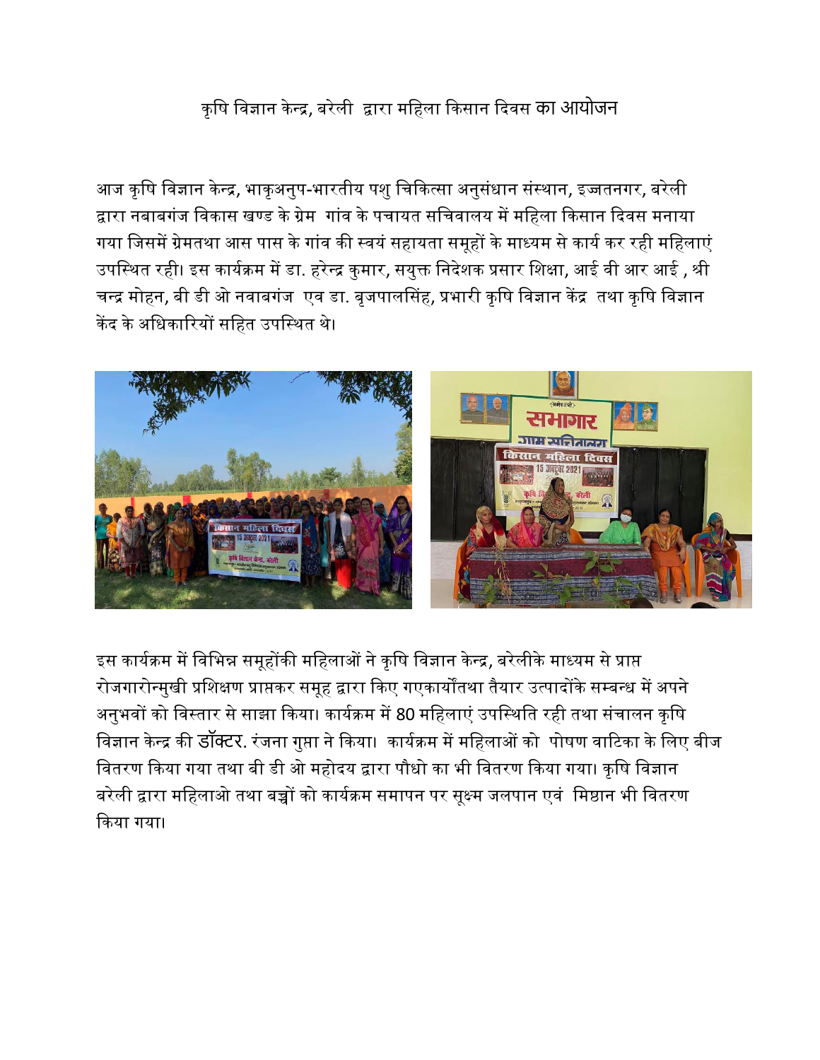# कृषि विज्ञान केन्द्र, बरेली द्वारा महिला किसान दिवस का आयोजन

आज कृषि विज्ञान केन्द्र, भाकृअनुप-भारतीय पशु चिकित्सा अनुसंधान संस्थान, इज्जतनगर, बरेली द्वारा नबाबगंज विकास खण्ड के ग्रेम गांव के पचायत सचिवालय में महिला किसान दिवस मनाया गया जिसमें ग्रेमतथा आस पास के गांव की स्वयं सहायता समूहों के माध्यम से कार्य कर रही महिलाएं उपस्थित रही। इस कार्यक्रम में डा. हरेन्द्र कुमार, सयुक्त निदेशक प्रसार शिक्षा, आई वी आर आई , श्री चन्द्र मोहन, बी डी ओ नवाबगंज एव डा. बृजपालसिंह, प्रभारी कृषि विज्ञान केंद्र तथा कृषि विज्ञान केंद के अधिकारियों सहित उपस्थित थे।

इस कार्यक्रम में विभिन्न समूहोंकी महिलाओं ने कृषि विज्ञान केन्द्र, बरेलीके माध्यम से प्राप्त रोजगारोन्मुखी प्रशिक्षण प्राप्तकर समूह द्वारा किए गएकार्योंतथा तैयार उत्पादोंके सम्बन्ध में अपने अनुभवों को विस्तार से साझा किया। कार्यक्रम में 80 महिलाएं उपस्थिति रही तथा संचालन कृषि विज्ञान केन्द्र की डॉक्टर. रंजना गुप्ता ने किया। कार्यक्रम में महिलाओं को पोषण वाटिका के लिए बीज वितरण किया गया तथा बी डी ओ महोदय द्वारा पौधो का भी वितरण किया गया। कृषि विज्ञान बरेली द्वारा महिलाओ तथा बच्चों को कार्यक्रम समापन पर सूक्ष्म जलपान एवं मिष्ठान भी वितरण किया गया।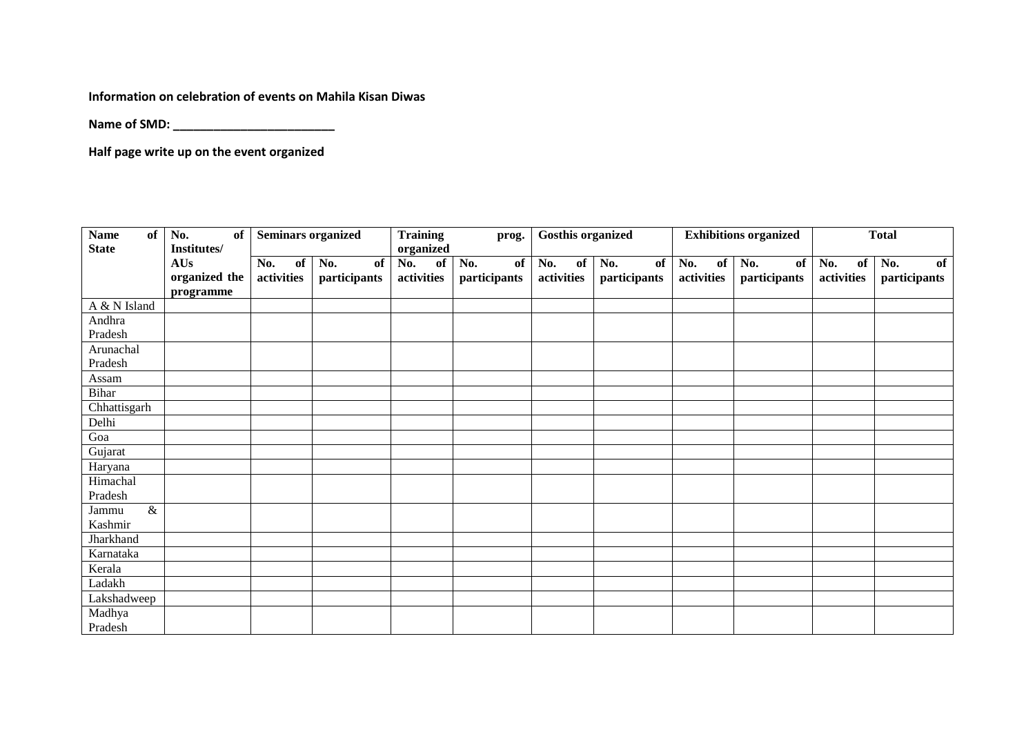**Information on celebration of events on Mahila Kisan Diwas**

**Name of SMD: ________________________**

**Half page write up on the event organized**

| Name of State | No. of Institutes/ AUs organized the programme | Seminars organized | | Training prog. organized | | Gosthis organized | | Exhibitions organized | | Total | |
|---|---|---|---|---|---|---|---|---|---|---|---|
| | | No. of activities | No. of participants | No. of activities | No. of participants | No. of activities | No. of participants | No. of activities | No. of participants | No. of activities | No. of participants |
| A & N Island | | | | | | | | | | | |
| Andhra Pradesh | | | | | | | | | | | |
| Arunachal Pradesh | | | | | | | | | | | |
| Assam | | | | | | | | | | | |
| Bihar | | | | | | | | | | | |
| Chhattisgarh | | | | | | | | | | | |
| Delhi | | | | | | | | | | | |
| Goa | | | | | | | | | | | |
| Gujarat | | | | | | | | | | | |
| Haryana | | | | | | | | | | | |
| Himachal Pradesh | | | | | | | | | | | |
| Jammu & Kashmir | | | | | | | | | | | |
| Jharkhand | | | | | | | | | | | |
| Karnataka | | | | | | | | | | | |
| Kerala | | | | | | | | | | | |
| Ladakh | | | | | | | | | | | |
| Lakshadweep | | | | | | | | | | | |
| Madhya Pradesh | | | | | | | | | | | |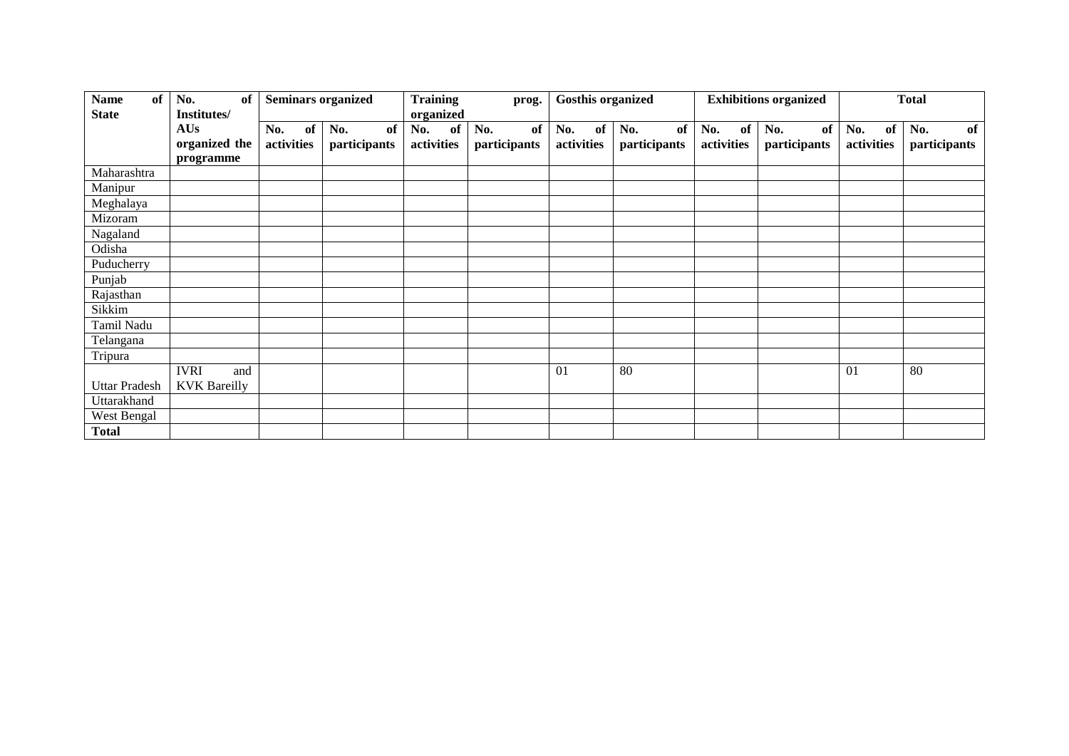| Name of State | No. of Institutes/ AUs organized the programme | Seminars organized | | Training prog. organized | | Gosthis organized | | Exhibitions organized | | Total | |
|---|---|---|---|---|---|---|---|---|---|---|---|
| | | No. of activities | No. of participants | No. of activities | No. of participants | No. of activities | No. of participants | No. of activities | No. of participants | No. of activities | No. of participants |
| Maharashtra | | | | | | | | | | | |
| Manipur | | | | | | | | | | | |
| Meghalaya | | | | | | | | | | | |
| Mizoram | | | | | | | | | | | |
| Nagaland | | | | | | | | | | | |
| Odisha | | | | | | | | | | | |
| Puducherry | | | | | | | | | | | |
| Punjab | | | | | | | | | | | |
| Rajasthan | | | | | | | | | | | |
| Sikkim | | | | | | | | | | | |
| Tamil Nadu | | | | | | | | | | | |
| Telangana | | | | | | | | | | | |
| Tripura | | | | | | | | | | | |
| Uttar Pradesh | IVRI and KVK Bareilly | | | | | 01 | 80 | | | 01 | 80 |
| Uttarakhand | | | | | | | | | | | |
| West Bengal | | | | | | | | | | | |
| **Total** | | | | | | | | | | | |